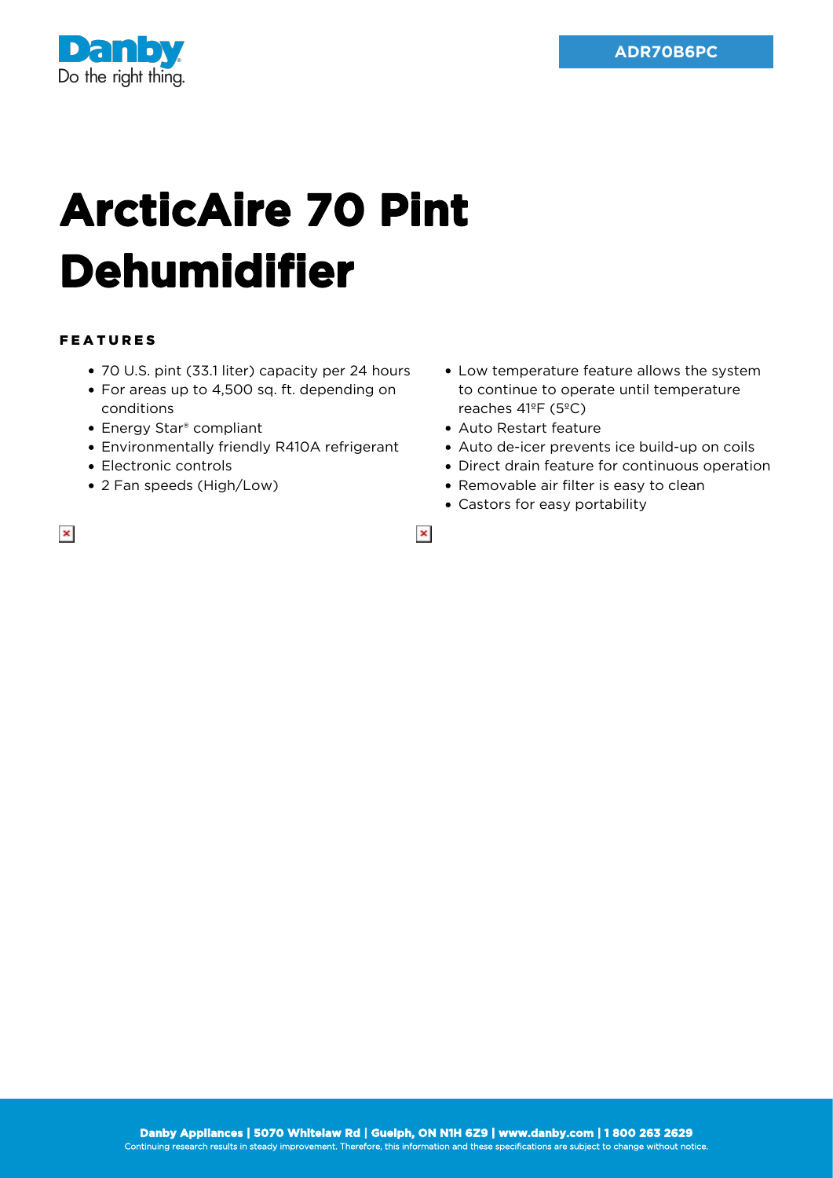ADR70B6PC

# ArcticAire 70 Pint Dehumidifier

## FEATURES

- 70 U.S. pint (33.1 liter) capacity per 24 hours
- For areas up to 4,500 sq. ft. depending on conditions
- Energy Star® compliant
- Environmentally friendly R410A refrigerant
- Electronic controls
- 2 Fan speeds (High/Low)
- Low temperature feature allows the system to continue to operate until temperature reaches 41ºF (5ºC)
- Auto Restart feature
- Auto de-icer prevents ice build-up on coils
- Direct drain feature for continuous operation
- Removable air filter is easy to clean
- Castors for easy portability

**Danby Appliances | 5070 Whitelaw Rd | Guelph, ON N1H 6Z9 | www.danby.com | 1 800 263 2629**
Continuing research results in steady improvement. Therefore, this information and these specifications are subject to change without notice.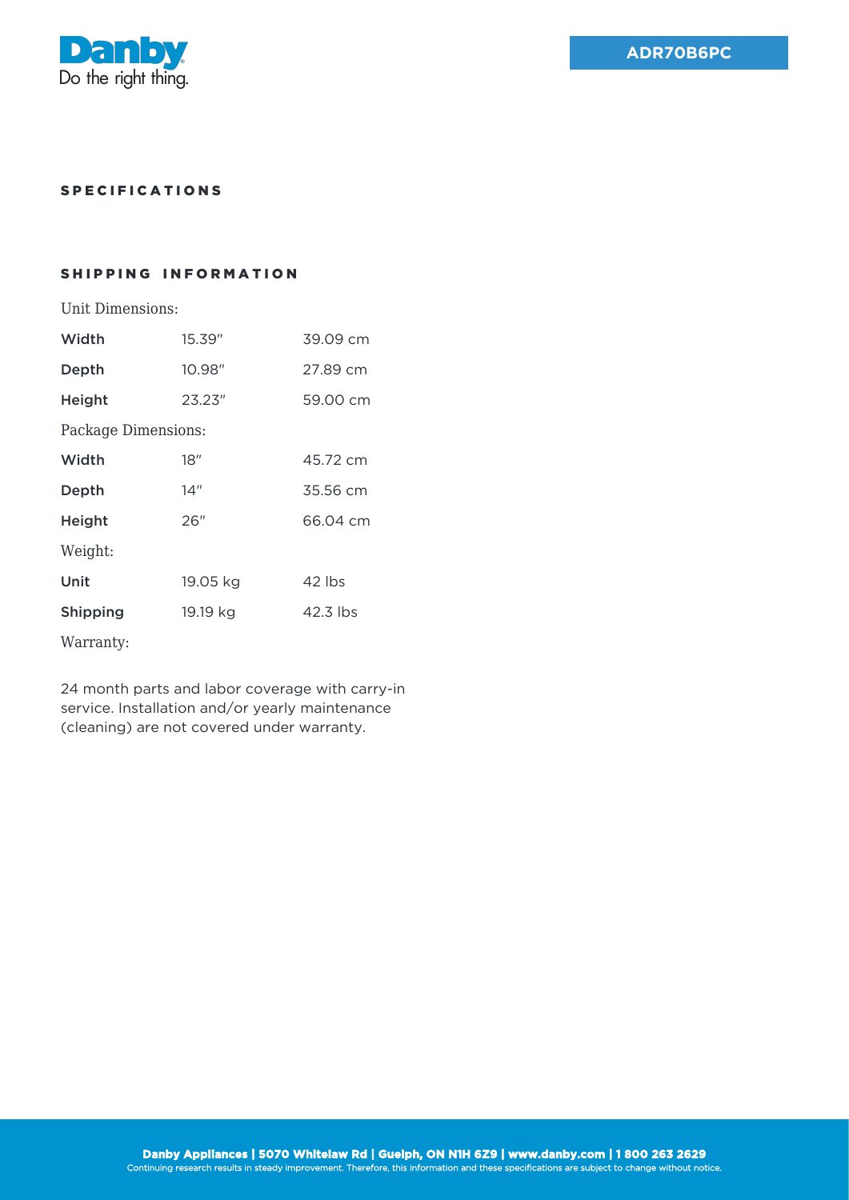ADR70B6PC

## SPECIFICATIONS

### SHIPPING INFORMATION

Unit Dimensions:

| | | |
|---|---|---|
| **Width** | 15.39″ | 39.09 cm |
| **Depth** | 10.98″ | 27.89 cm |
| **Height** | 23.23″ | 59.00 cm |

Package Dimensions:

| | | |
|---|---|---|
| **Width** | 18″ | 45.72 cm |
| **Depth** | 14″ | 35.56 cm |
| **Height** | 26″ | 66.04 cm |

Weight:

| | | |
|---|---|---|
| **Unit** | 19.05 kg | 42 lbs |
| **Shipping** | 19.19 kg | 42.3 lbs |

Warranty:

24 month parts and labor coverage with carry-in service. Installation and/or yearly maintenance (cleaning) are not covered under warranty.

**Danby Appliances | 5070 Whitelaw Rd | Guelph, ON N1H 6Z9 | www.danby.com | 1 800 263 2629**
Continuing research results in steady improvement. Therefore, this information and these specifications are subject to change without notice.